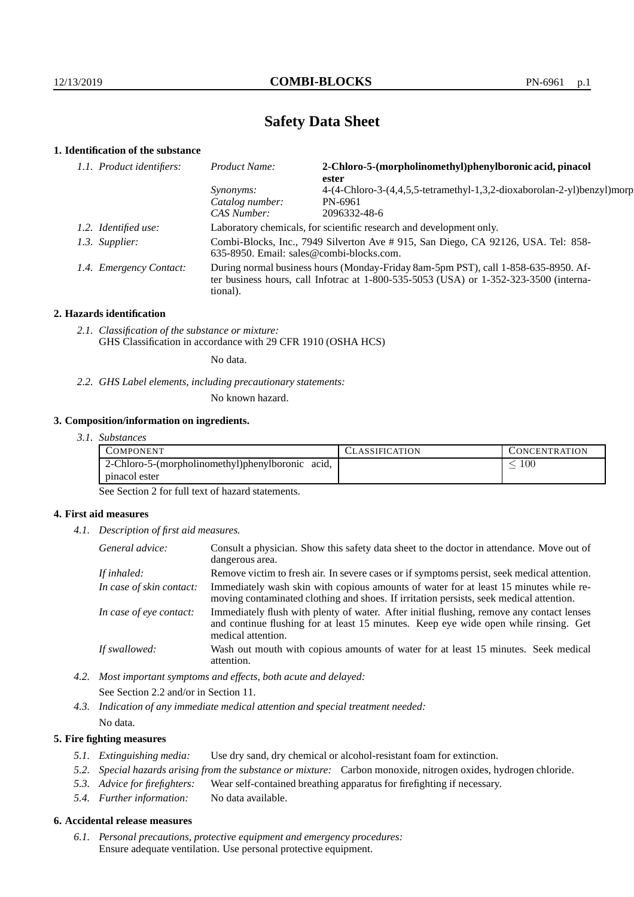# Safety Data Sheet

## 1. Identification of the substance

*1.1. Product identifiers:*

*Product Name:* **2-Chloro-5-(morpholinomethyl)phenylboronic acid, pinacol ester**

*Synonyms:* 4-(4-Chloro-3-(4,4,5,5-tetramethyl-1,3,2-dioxaborolan-2-yl)benzyl)morp

*Catalog number:* PN-6961

*CAS Number:* 2096332-48-6

*1.2. Identified use:* Laboratory chemicals, for scientific research and development only.

*1.3. Supplier:* Combi-Blocks, Inc., 7949 Silverton Ave # 915, San Diego, CA 92126, USA. Tel: 858-635-8950. Email: sales@combi-blocks.com.

*1.4. Emergency Contact:* During normal business hours (Monday-Friday 8am-5pm PST), call 1-858-635-8950. After business hours, call Infotrac at 1-800-535-5053 (USA) or 1-352-323-3500 (international).

## 2. Hazards identification

*2.1. Classification of the substance or mixture:*
GHS Classification in accordance with 29 CFR 1910 (OSHA HCS)

No data.

*2.2. GHS Label elements, including precautionary statements:*

No known hazard.

## 3. Composition/information on ingredients.

*3.1. Substances*

| COMPONENT | CLASSIFICATION | CONCENTRATION |
|---|---|---|
| 2-Chloro-5-(morpholinomethyl)phenylboronic acid, pinacol ester | | $\leq 100$ |

See Section 2 for full text of hazard statements.

## 4. First aid measures

*4.1. Description of first aid measures.*

*General advice:* Consult a physician. Show this safety data sheet to the doctor in attendance. Move out of dangerous area.

*If inhaled:* Remove victim to fresh air. In severe cases or if symptoms persist, seek medical attention.

*In case of skin contact:* Immediately wash skin with copious amounts of water for at least 15 minutes while removing contaminated clothing and shoes. If irritation persists, seek medical attention.

*In case of eye contact:* Immediately flush with plenty of water. After initial flushing, remove any contact lenses and continue flushing for at least 15 minutes. Keep eye wide open while rinsing. Get medical attention.

*If swallowed:* Wash out mouth with copious amounts of water for at least 15 minutes. Seek medical attention.

*4.2. Most important symptoms and effects, both acute and delayed:*

See Section 2.2 and/or in Section 11.

*4.3. Indication of any immediate medical attention and special treatment needed:*

No data.

## 5. Fire fighting measures

*5.1. Extinguishing media:* Use dry sand, dry chemical or alcohol-resistant foam for extinction.

*5.2. Special hazards arising from the substance or mixture:* Carbon monoxide, nitrogen oxides, hydrogen chloride.

*5.3. Advice for firefighters:* Wear self-contained breathing apparatus for firefighting if necessary.

*5.4. Further information:* No data available.

## 6. Accidental release measures

*6.1. Personal precautions, protective equipment and emergency procedures:*
Ensure adequate ventilation. Use personal protective equipment.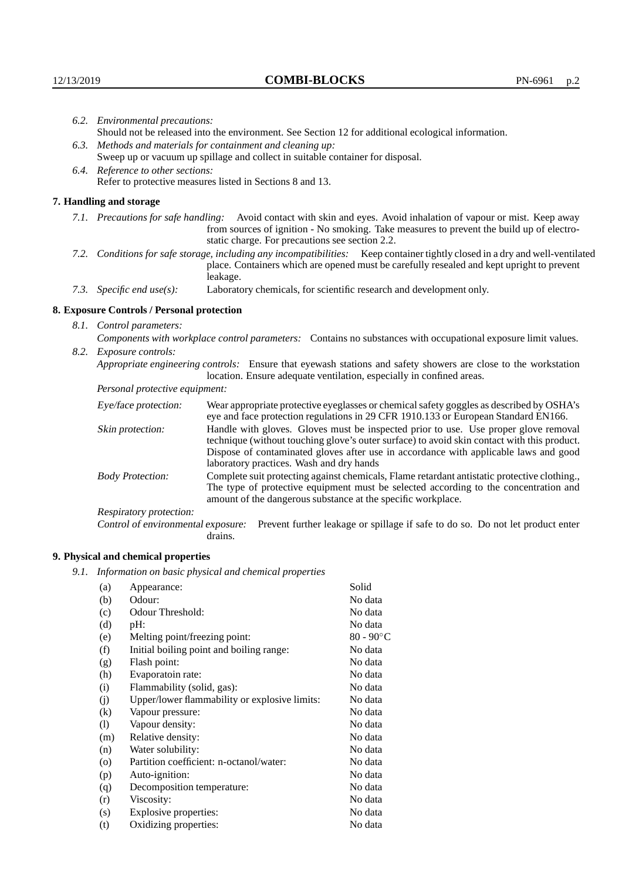*6.2. Environmental precautions:*

Should not be released into the environment. See Section 12 for additional ecological information.

*6.3. Methods and materials for containment and cleaning up:*

Sweep up or vacuum up spillage and collect in suitable container for disposal.

*6.4. Reference to other sections:*

Refer to protective measures listed in Sections 8 and 13.

## 7. Handling and storage

*7.1. Precautions for safe handling:* Avoid contact with skin and eyes. Avoid inhalation of vapour or mist. Keep away from sources of ignition - No smoking. Take measures to prevent the build up of electrostatic charge. For precautions see section 2.2.

*7.2. Conditions for safe storage, including any incompatibilities:* Keep container tightly closed in a dry and well-ventilated place. Containers which are opened must be carefully resealed and kept upright to prevent leakage.

*7.3. Specific end use(s):* Laboratory chemicals, for scientific research and development only.

## 8. Exposure Controls / Personal protection

*8.1. Control parameters:*

*Components with workplace control parameters:* Contains no substances with occupational exposure limit values.

*8.2. Exposure controls:*

*Appropriate engineering controls:* Ensure that eyewash stations and safety showers are close to the workstation location. Ensure adequate ventilation, especially in confined areas.

*Personal protective equipment:*

*Eye/face protection:* Wear appropriate protective eyeglasses or chemical safety goggles as described by OSHA's eye and face protection regulations in 29 CFR 1910.133 or European Standard EN166.

*Skin protection:* Handle with gloves. Gloves must be inspected prior to use. Use proper glove removal technique (without touching glove's outer surface) to avoid skin contact with this product. Dispose of contaminated gloves after use in accordance with applicable laws and good laboratory practices. Wash and dry hands

*Body Protection:* Complete suit protecting against chemicals, Flame retardant antistatic protective clothing., The type of protective equipment must be selected according to the concentration and amount of the dangerous substance at the specific workplace.

*Respiratory protection:*

*Control of environmental exposure:* Prevent further leakage or spillage if safe to do so. Do not let product enter drains.

## 9. Physical and chemical properties

*9.1. Information on basic physical and chemical properties*

| | | |
|---|---|---|
| (a) | Appearance: | Solid |
| (b) | Odour: | No data |
| (c) | Odour Threshold: | No data |
| (d) | pH: | No data |
| (e) | Melting point/freezing point: | 80 - 90°C |
| (f) | Initial boiling point and boiling range: | No data |
| (g) | Flash point: | No data |
| (h) | Evaporatoin rate: | No data |
| (i) | Flammability (solid, gas): | No data |
| (j) | Upper/lower flammability or explosive limits: | No data |
| (k) | Vapour pressure: | No data |
| (l) | Vapour density: | No data |
| (m) | Relative density: | No data |
| (n) | Water solubility: | No data |
| (o) | Partition coefficient: n-octanol/water: | No data |
| (p) | Auto-ignition: | No data |
| (q) | Decomposition temperature: | No data |
| (r) | Viscosity: | No data |
| (s) | Explosive properties: | No data |
| (t) | Oxidizing properties: | No data |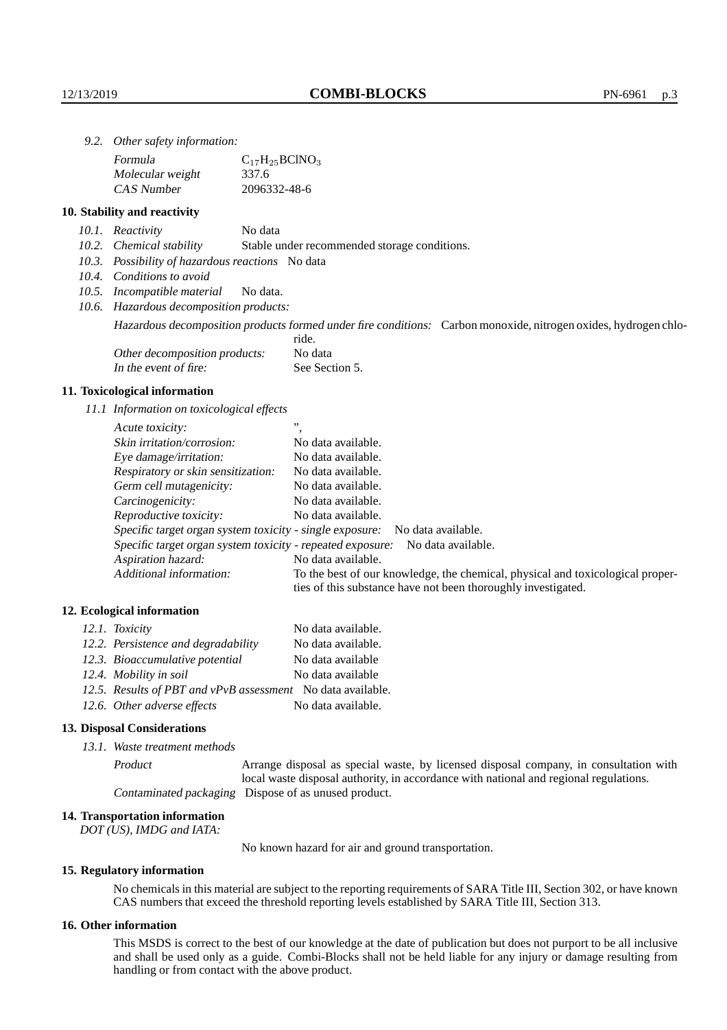*9.2. Other safety information:*

| | |
|---|---|
| *Formula* | $C_{17}H_{25}BClNO_3$ |
| *Molecular weight* | 337.6 |
| *CAS Number* | 2096332-48-6 |

## 10. Stability and reactivity

*10.1. Reactivity* No data

*10.2. Chemical stability* Stable under recommended storage conditions.

*10.3. Possibility of hazardous reactions* No data

*10.4. Conditions to avoid*

*10.5. Incompatible material* No data.

*10.6. Hazardous decomposition products:*

*Hazardous decomposition products formed under fire conditions:* Carbon monoxide, nitrogen oxides, hydrogen chloride.

| | |
|---|---|
| *Other decomposition products:* | No data |
| *In the event of fire:* | See Section 5. |

## 11. Toxicological information

*11.1 Information on toxicological effects*

| | |
|---|---|
| *Acute toxicity:* | ", |
| *Skin irritation/corrosion:* | No data available. |
| *Eye damage/irritation:* | No data available. |
| *Respiratory or skin sensitization:* | No data available. |
| *Germ cell mutagenicity:* | No data available. |
| *Carcinogenicity:* | No data available. |
| *Reproductive toxicity:* | No data available. |
| *Specific target organ system toxicity - single exposure:* | No data available. |
| *Specific target organ system toxicity - repeated exposure:* | No data available. |
| *Aspiration hazard:* | No data available. |
| *Additional information:* | To the best of our knowledge, the chemical, physical and toxicological properties of this substance have not been thoroughly investigated. |

## 12. Ecological information

| | |
|---|---|
| *12.1. Toxicity* | No data available. |
| *12.2. Persistence and degradability* | No data available. |
| *12.3. Bioaccumulative potential* | No data available |
| *12.4. Mobility in soil* | No data available |
| *12.5. Results of PBT and vPvB assessment* | No data available. |
| *12.6. Other adverse effects* | No data available. |

## 13. Disposal Considerations

*13.1. Waste treatment methods*

*Product* Arrange disposal as special waste, by licensed disposal company, in consultation with local waste disposal authority, in accordance with national and regional regulations.

*Contaminated packaging* Dispose of as unused product.

## 14. Transportation information

*DOT (US), IMDG and IATA:*

No known hazard for air and ground transportation.

## 15. Regulatory information

No chemicals in this material are subject to the reporting requirements of SARA Title III, Section 302, or have known CAS numbers that exceed the threshold reporting levels established by SARA Title III, Section 313.

## 16. Other information

This MSDS is correct to the best of our knowledge at the date of publication but does not purport to be all inclusive and shall be used only as a guide. Combi-Blocks shall not be held liable for any injury or damage resulting from handling or from contact with the above product.